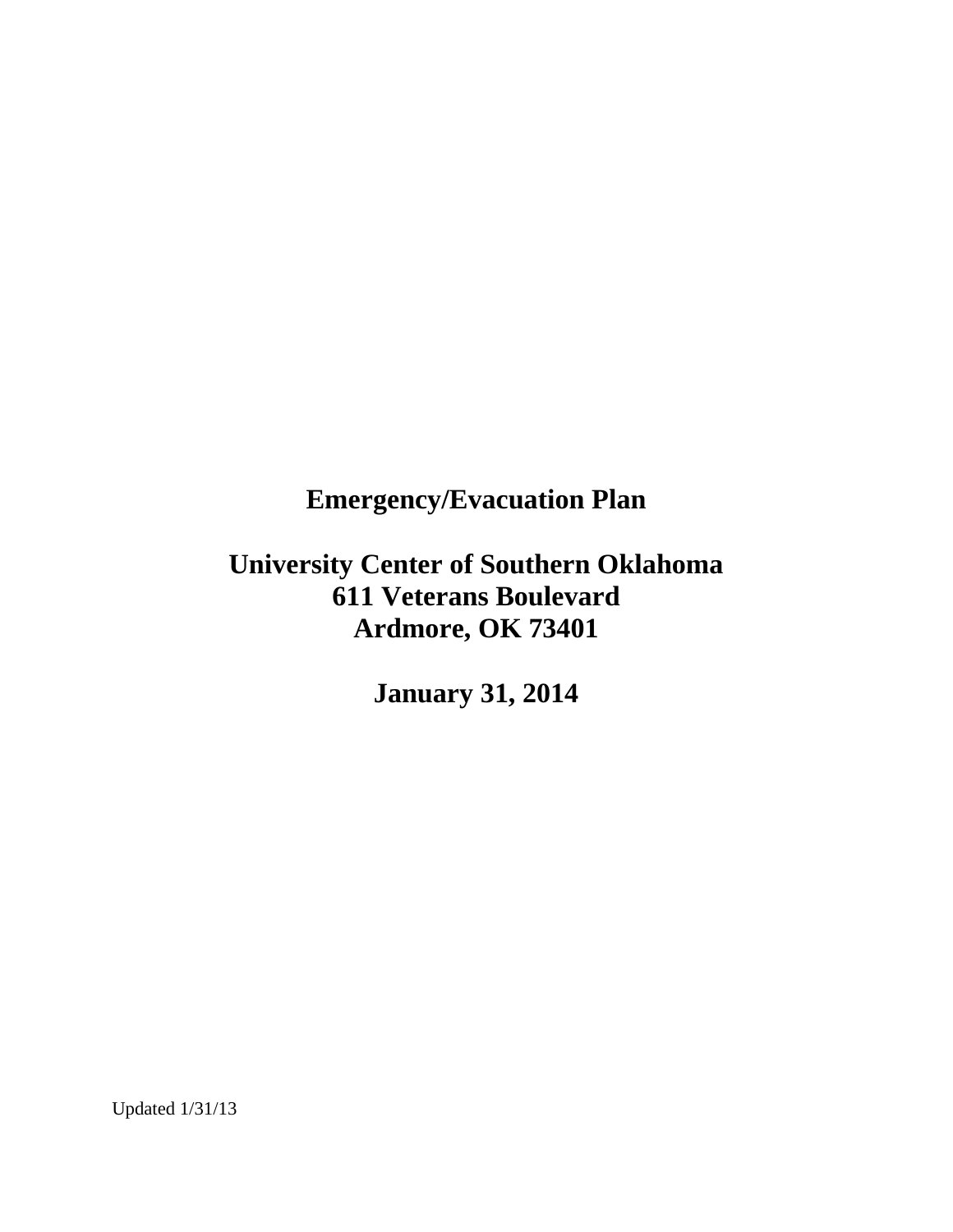# Emergency/Evacuation Plan

## University Center of Southern Oklahoma
## 611 Veterans Boulevard
## Ardmore, OK 73401

## January 31, 2014

Updated 1/31/13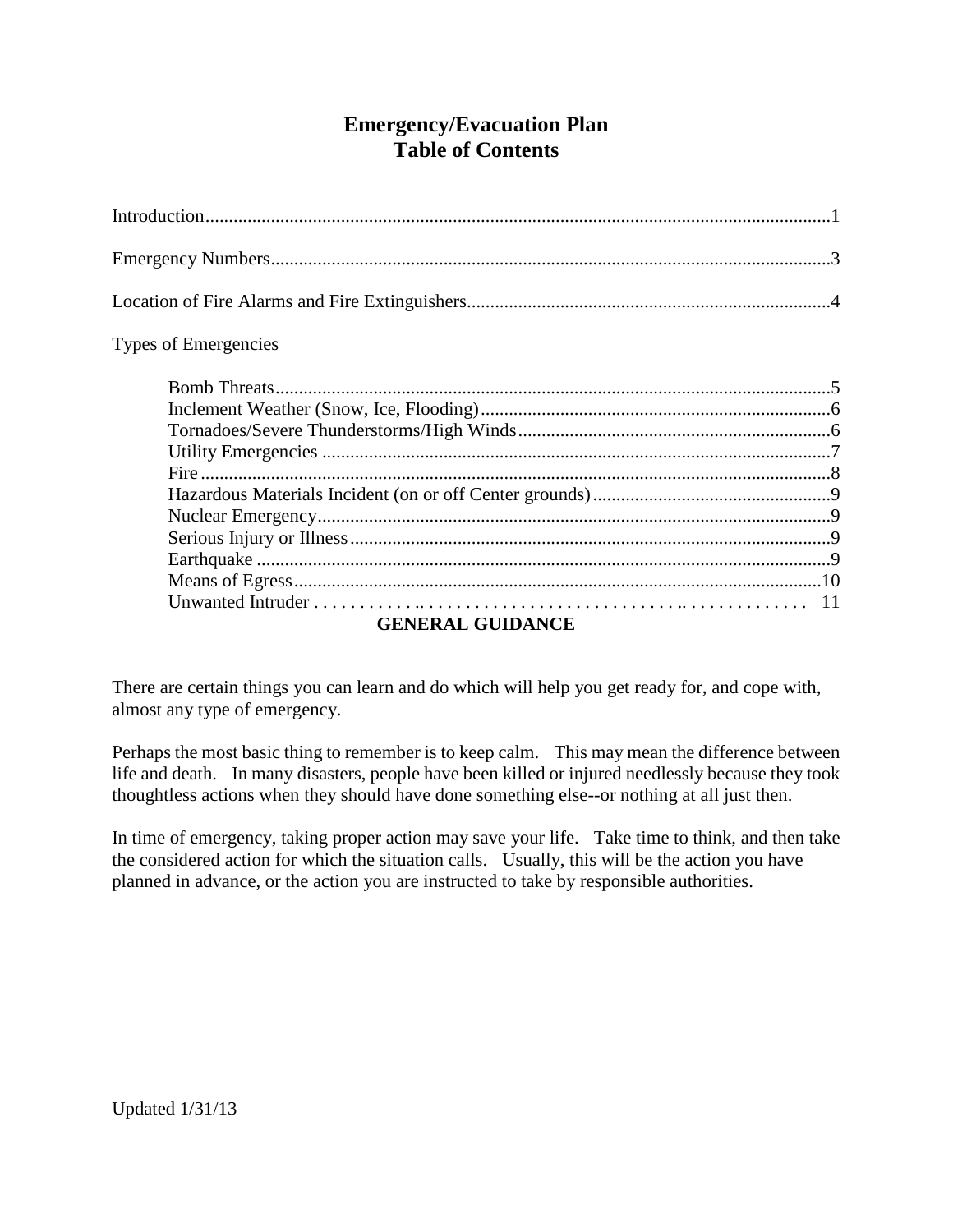# Emergency/Evacuation Plan
# Table of Contents

Introduction....................................................................................................................1

Emergency Numbers.......................................................................................................3

Location of Fire Alarms and Fire Extinguishers.............................................................4

Types of Emergencies

- Bomb Threats.......................................................................................................5
- Inclement Weather (Snow, Ice, Flooding)...........................................................6
- Tornadoes/Severe Thunderstorms/High Winds...................................................6
- Utility Emergencies .............................................................................................7
- Fire .......................................................................................................................8
- Hazardous Materials Incident (on or off Center grounds)...................................9
- Nuclear Emergency..............................................................................................9
- Serious Injury or Illness.......................................................................................9
- Earthquake ...........................................................................................................9
- Means of Egress.................................................................................................10
- Unwanted Intruder . . . . . . . . . . . . . . . . . . . . . . . . . . . . . . . . . . . . . . . . . . . . . . . . . 11

## GENERAL GUIDANCE

There are certain things you can learn and do which will help you get ready for, and cope with, almost any type of emergency.

Perhaps the most basic thing to remember is to keep calm. This may mean the difference between life and death. In many disasters, people have been killed or injured needlessly because they took thoughtless actions when they should have done something else--or nothing at all just then.

In time of emergency, taking proper action may save your life. Take time to think, and then take the considered action for which the situation calls. Usually, this will be the action you have planned in advance, or the action you are instructed to take by responsible authorities.

Updated 1/31/13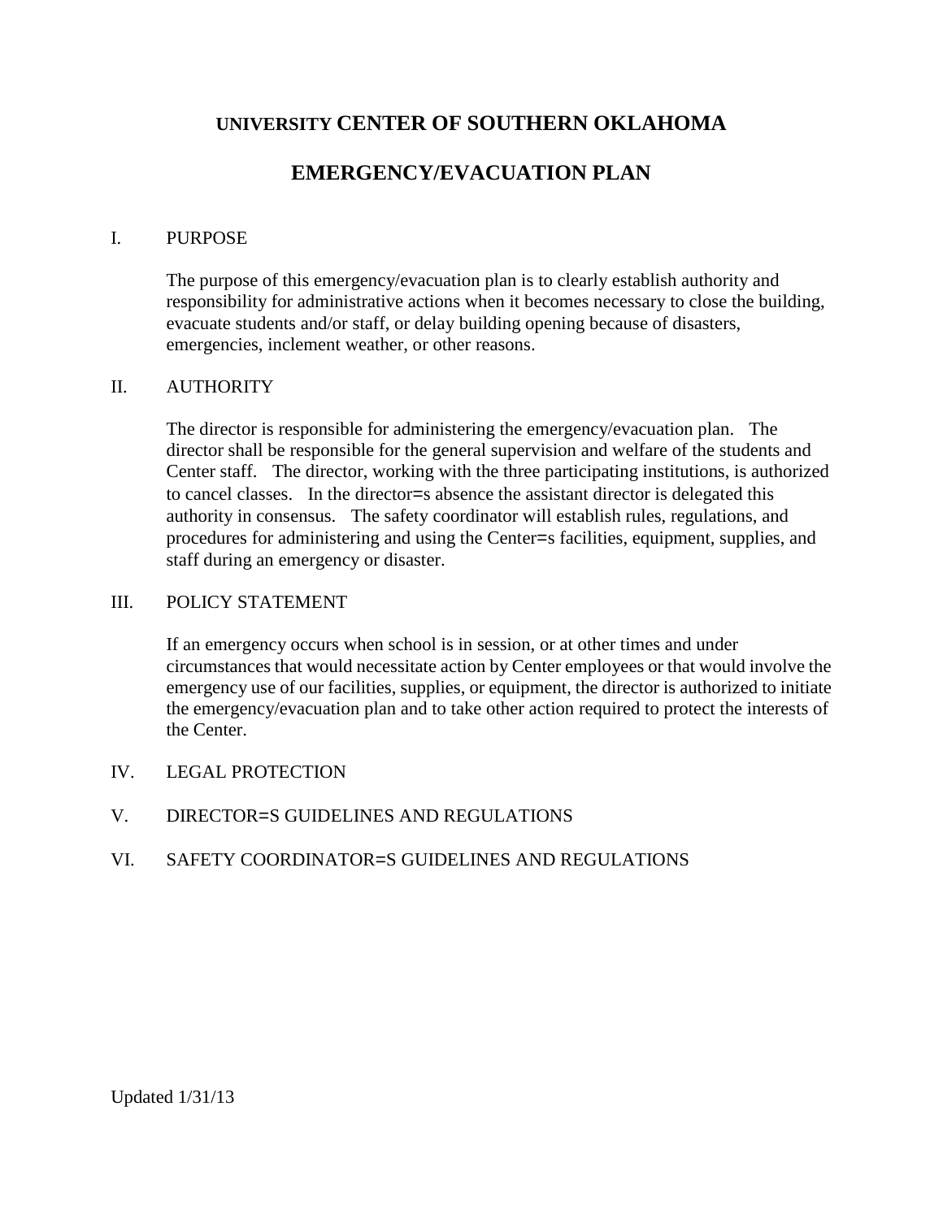# UNIVERSITY CENTER OF SOUTHERN OKLAHOMA

# EMERGENCY/EVACUATION PLAN

## I. PURPOSE

The purpose of this emergency/evacuation plan is to clearly establish authority and responsibility for administrative actions when it becomes necessary to close the building, evacuate students and/or staff, or delay building opening because of disasters, emergencies, inclement weather, or other reasons.

## II. AUTHORITY

The director is responsible for administering the emergency/evacuation plan. The director shall be responsible for the general supervision and welfare of the students and Center staff. The director, working with the three participating institutions, is authorized to cancel classes. In the director=s absence the assistant director is delegated this authority in consensus. The safety coordinator will establish rules, regulations, and procedures for administering and using the Center=s facilities, equipment, supplies, and staff during an emergency or disaster.

## III. POLICY STATEMENT

If an emergency occurs when school is in session, or at other times and under circumstances that would necessitate action by Center employees or that would involve the emergency use of our facilities, supplies, or equipment, the director is authorized to initiate the emergency/evacuation plan and to take other action required to protect the interests of the Center.

## IV. LEGAL PROTECTION

## V. DIRECTOR=S GUIDELINES AND REGULATIONS

## VI. SAFETY COORDINATOR=S GUIDELINES AND REGULATIONS

Updated 1/31/13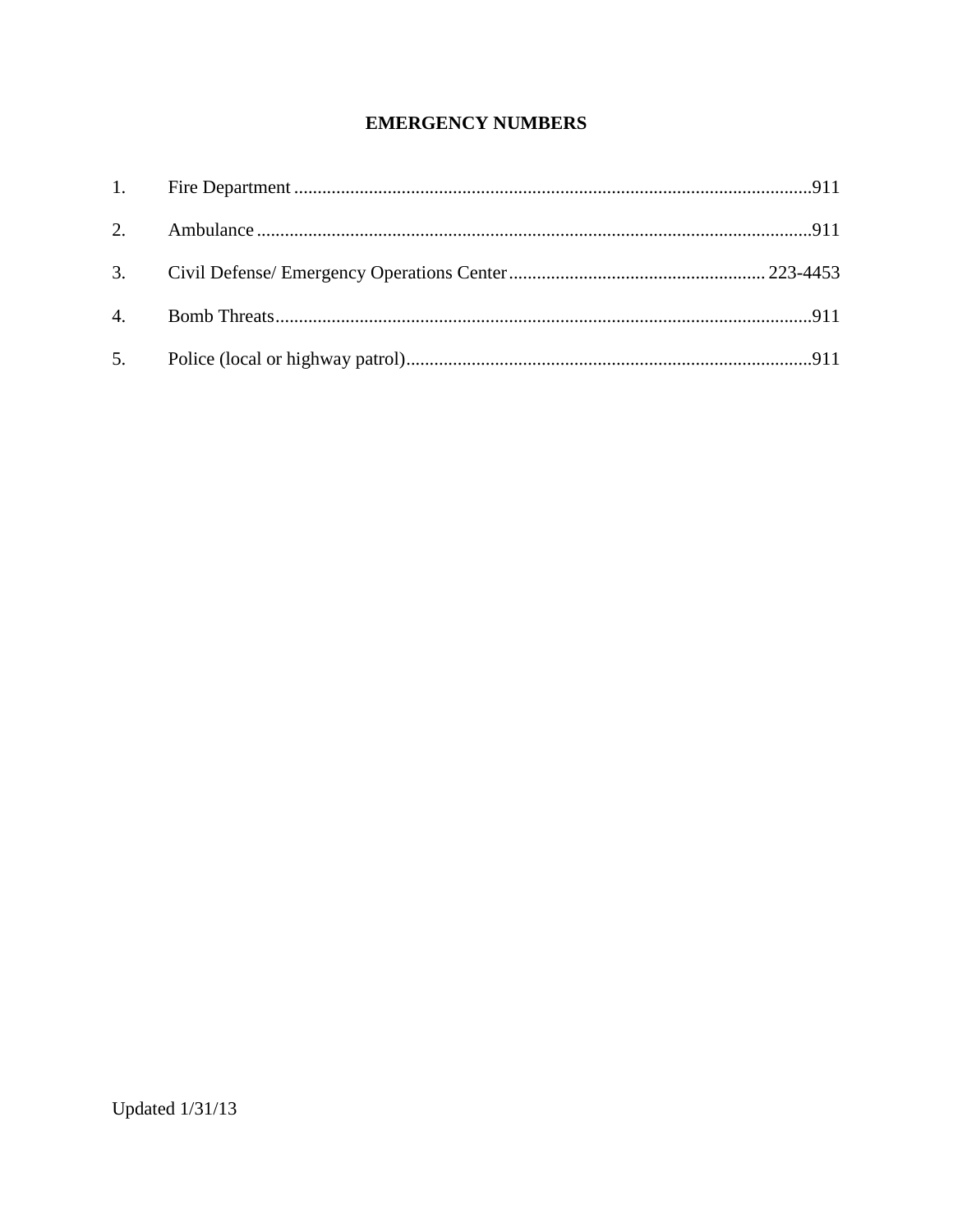# EMERGENCY NUMBERS

1. Fire Department ............................................................................................................911
2. Ambulance .......................................................................................................................911
3. Civil Defense/ Emergency Operations Center ....................................................... 223-4453
4. Bomb Threats...................................................................................................................911
5. Police (local or highway patrol).......................................................................................911

Updated 1/31/13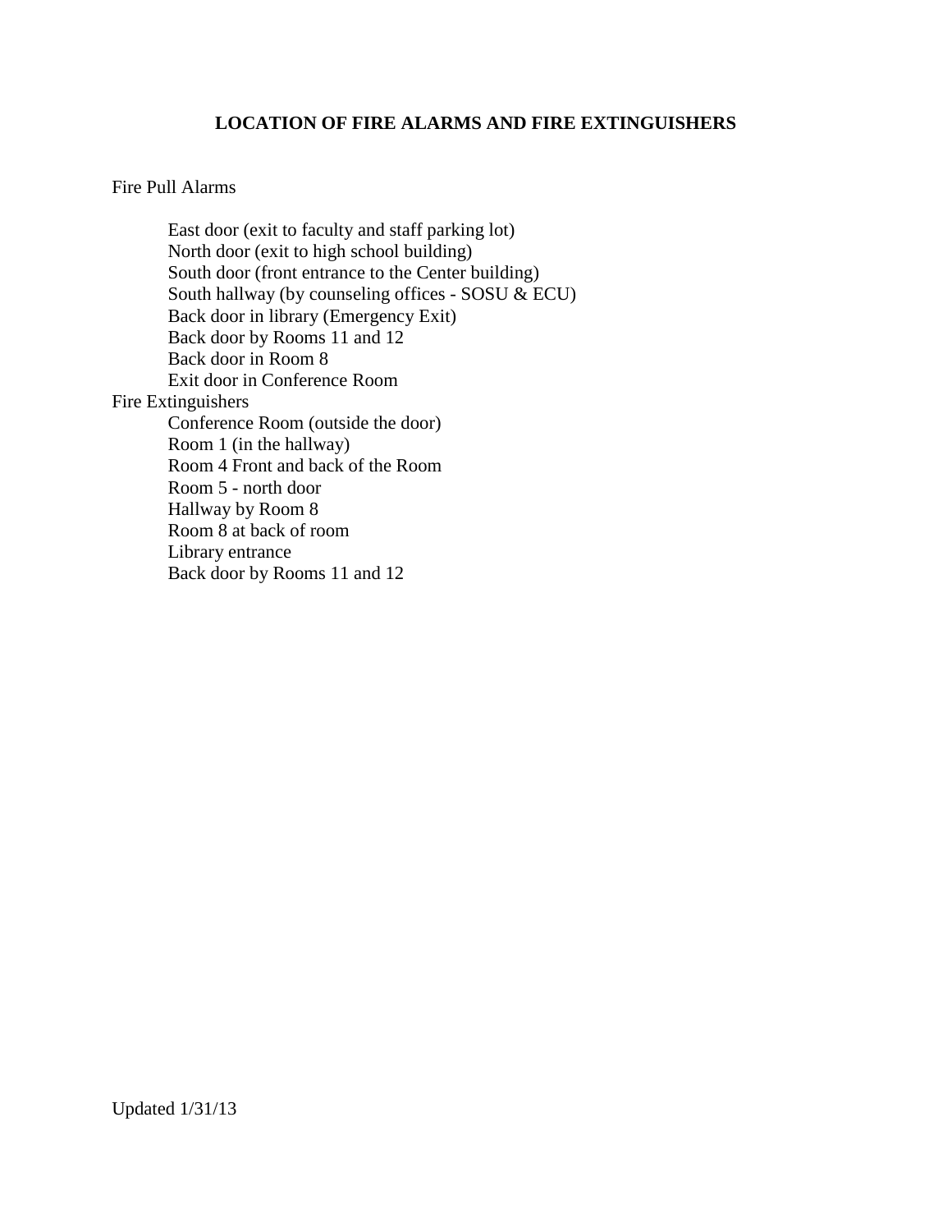## LOCATION OF FIRE ALARMS AND FIRE EXTINGUISHERS

Fire Pull Alarms

- East door (exit to faculty and staff parking lot)
- North door (exit to high school building)
- South door (front entrance to the Center building)
- South hallway (by counseling offices - SOSU & ECU)
- Back door in library (Emergency Exit)
- Back door by Rooms 11 and 12
- Back door in Room 8
- Exit door in Conference Room

Fire Extinguishers

- Conference Room (outside the door)
- Room 1 (in the hallway)
- Room 4 Front and back of the Room
- Room 5 - north door
- Hallway by Room 8
- Room 8 at back of room
- Library entrance
- Back door by Rooms 11 and 12

Updated 1/31/13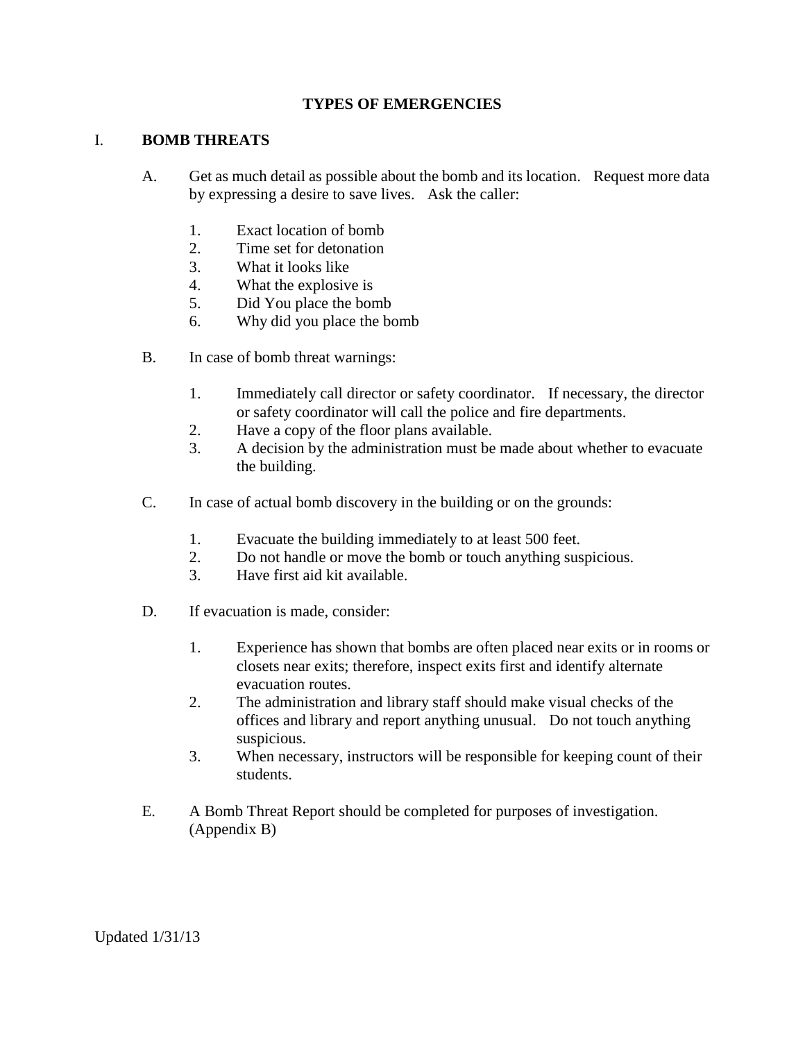# TYPES OF EMERGENCIES

## I. BOMB THREATS

A. Get as much detail as possible about the bomb and its location. Request more data by expressing a desire to save lives. Ask the caller:

1. Exact location of bomb
2. Time set for detonation
3. What it looks like
4. What the explosive is
5. Did You place the bomb
6. Why did you place the bomb

B. In case of bomb threat warnings:

1. Immediately call director or safety coordinator. If necessary, the director or safety coordinator will call the police and fire departments.
2. Have a copy of the floor plans available.
3. A decision by the administration must be made about whether to evacuate the building.

C. In case of actual bomb discovery in the building or on the grounds:

1. Evacuate the building immediately to at least 500 feet.
2. Do not handle or move the bomb or touch anything suspicious.
3. Have first aid kit available.

D. If evacuation is made, consider:

1. Experience has shown that bombs are often placed near exits or in rooms or closets near exits; therefore, inspect exits first and identify alternate evacuation routes.
2. The administration and library staff should make visual checks of the offices and library and report anything unusual. Do not touch anything suspicious.
3. When necessary, instructors will be responsible for keeping count of their students.

E. A Bomb Threat Report should be completed for purposes of investigation. (Appendix B)

Updated 1/31/13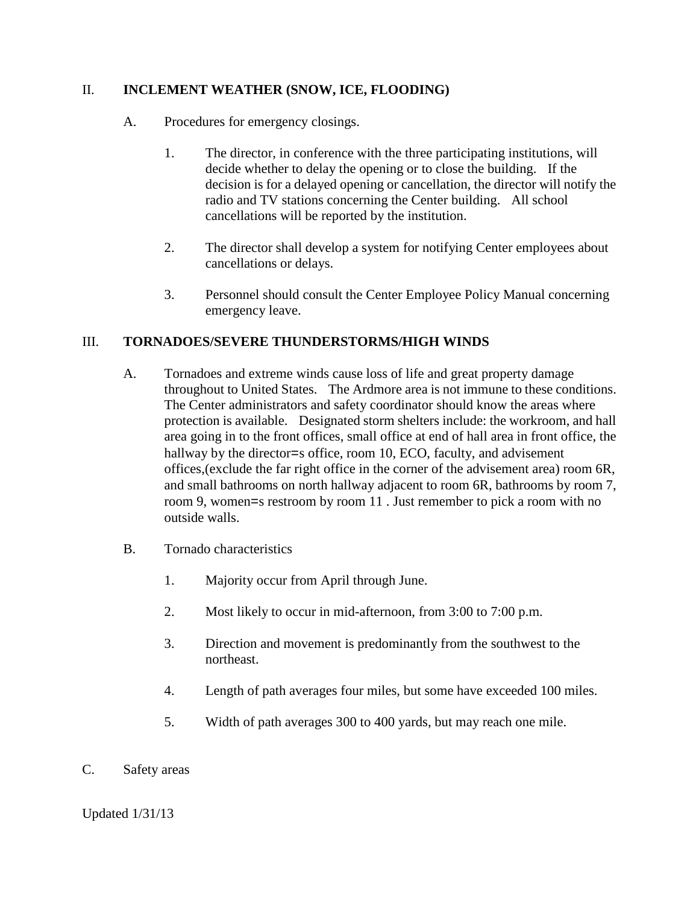## II. INCLEMENT WEATHER (SNOW, ICE, FLOODING)

A. Procedures for emergency closings.

1. The director, in conference with the three participating institutions, will decide whether to delay the opening or to close the building. If the decision is for a delayed opening or cancellation, the director will notify the radio and TV stations concerning the Center building. All school cancellations will be reported by the institution.

2. The director shall develop a system for notifying Center employees about cancellations or delays.

3. Personnel should consult the Center Employee Policy Manual concerning emergency leave.

## III. TORNADOES/SEVERE THUNDERSTORMS/HIGH WINDS

A. Tornadoes and extreme winds cause loss of life and great property damage throughout to United States. The Ardmore area is not immune to these conditions. The Center administrators and safety coordinator should know the areas where protection is available. Designated storm shelters include: the workroom, and hall area going in to the front offices, small office at end of hall area in front office, the hallway by the director=s office, room 10, ECO, faculty, and advisement offices,(exclude the far right office in the corner of the advisement area) room 6R, and small bathrooms on north hallway adjacent to room 6R, bathrooms by room 7, room 9, women=s restroom by room 11 . Just remember to pick a room with no outside walls.

B. Tornado characteristics

1. Majority occur from April through June.

2. Most likely to occur in mid-afternoon, from 3:00 to 7:00 p.m.

3. Direction and movement is predominantly from the southwest to the northeast.

4. Length of path averages four miles, but some have exceeded 100 miles.

5. Width of path averages 300 to 400 yards, but may reach one mile.

C. Safety areas

Updated 1/31/13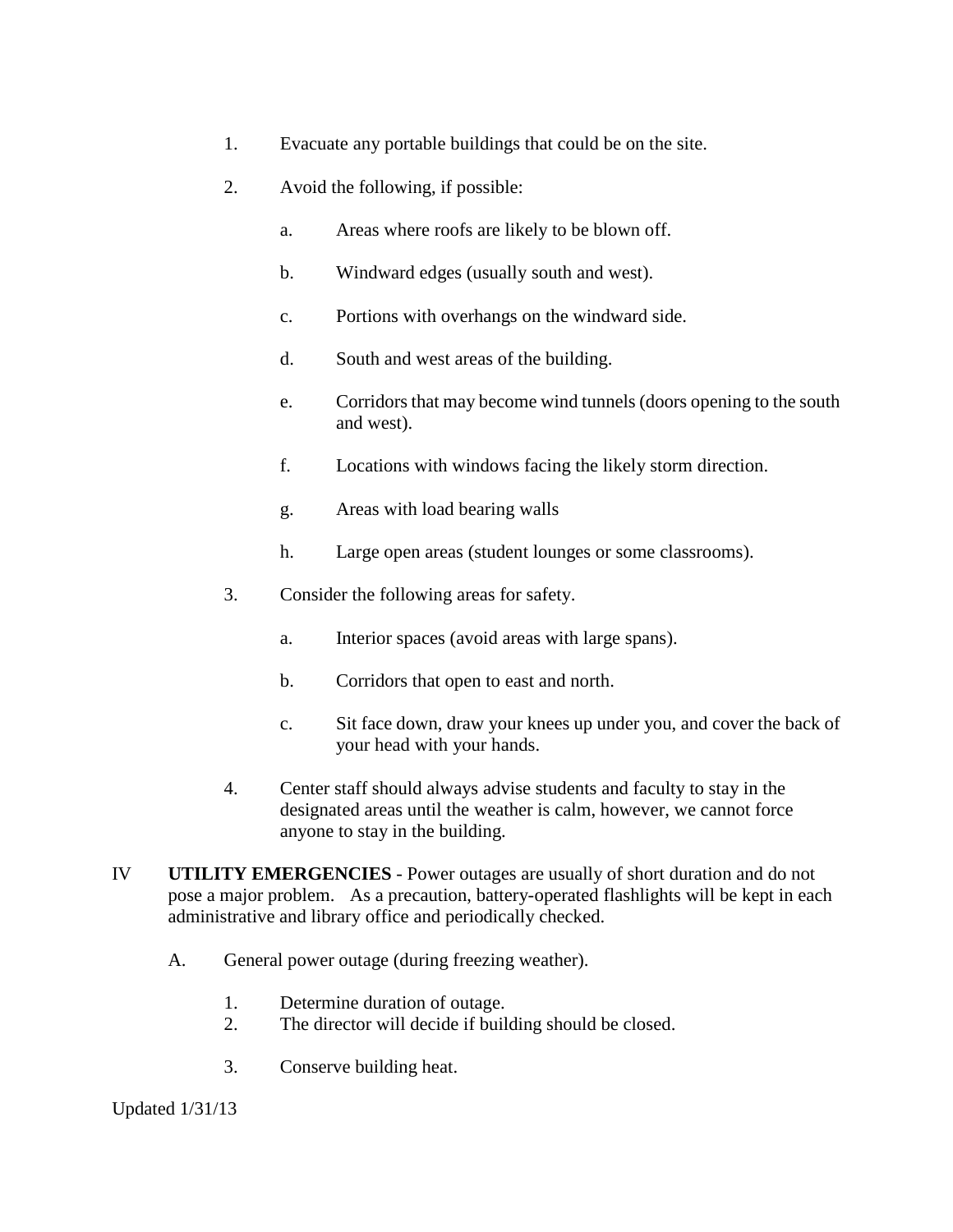1. Evacuate any portable buildings that could be on the site.

2. Avoid the following, if possible:

    a. Areas where roofs are likely to be blown off.

    b. Windward edges (usually south and west).

    c. Portions with overhangs on the windward side.

    d. South and west areas of the building.

    e. Corridors that may become wind tunnels (doors opening to the south and west).

    f. Locations with windows facing the likely storm direction.

    g. Areas with load bearing walls

    h. Large open areas (student lounges or some classrooms).

3. Consider the following areas for safety.

    a. Interior spaces (avoid areas with large spans).

    b. Corridors that open to east and north.

    c. Sit face down, draw your knees up under you, and cover the back of your head with your hands.

4. Center staff should always advise students and faculty to stay in the designated areas until the weather is calm, however, we cannot force anyone to stay in the building.

IV **UTILITY EMERGENCIES** - Power outages are usually of short duration and do not pose a major problem. As a precaution, battery-operated flashlights will be kept in each administrative and library office and periodically checked.

A. General power outage (during freezing weather).

1. Determine duration of outage.
2. The director will decide if building should be closed.

3. Conserve building heat.

Updated 1/31/13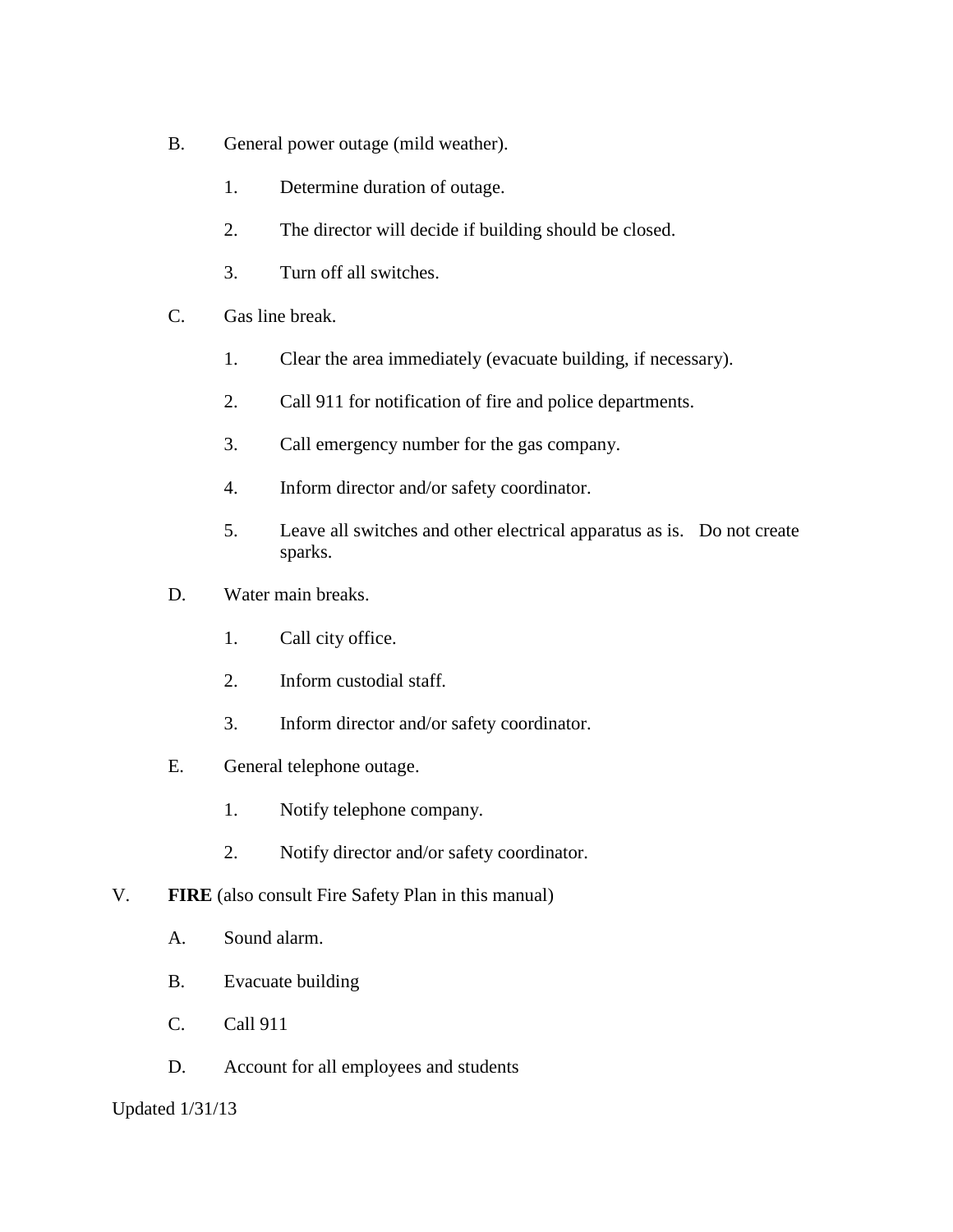B. General power outage (mild weather).

   1. Determine duration of outage.

   2. The director will decide if building should be closed.

   3. Turn off all switches.

C. Gas line break.

   1. Clear the area immediately (evacuate building, if necessary).

   2. Call 911 for notification of fire and police departments.

   3. Call emergency number for the gas company.

   4. Inform director and/or safety coordinator.

   5. Leave all switches and other electrical apparatus as is. Do not create sparks.

D. Water main breaks.

   1. Call city office.

   2. Inform custodial staff.

   3. Inform director and/or safety coordinator.

E. General telephone outage.

   1. Notify telephone company.

   2. Notify director and/or safety coordinator.

V. **FIRE** (also consult Fire Safety Plan in this manual)

   A. Sound alarm.

   B. Evacuate building

   C. Call 911

   D. Account for all employees and students

Updated 1/31/13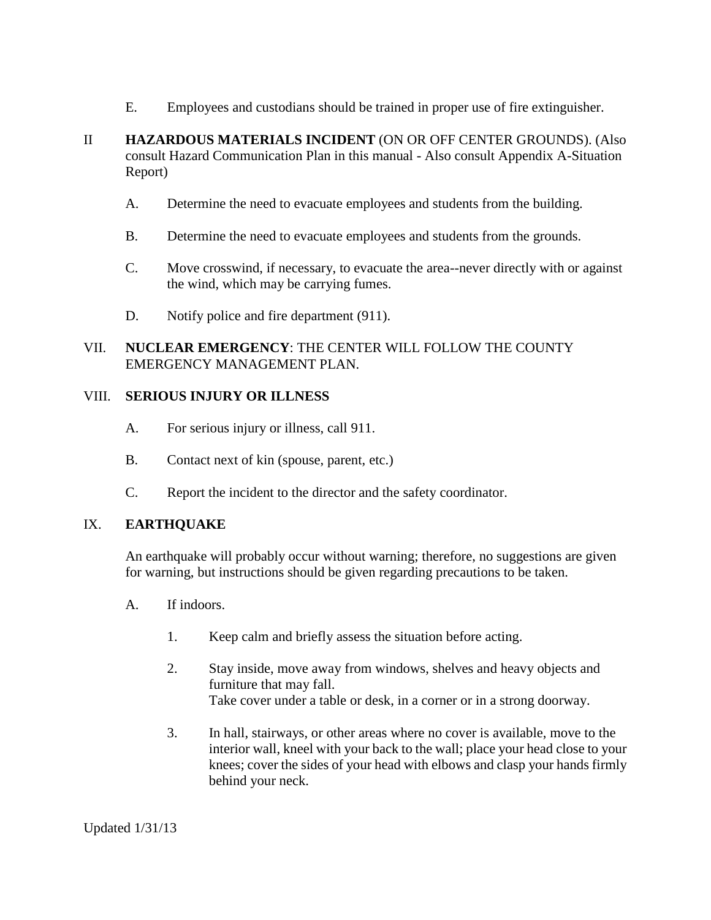E. Employees and custodians should be trained in proper use of fire extinguisher.

II **HAZARDOUS MATERIALS INCIDENT** (ON OR OFF CENTER GROUNDS). (Also consult Hazard Communication Plan in this manual - Also consult Appendix A-Situation Report)

A. Determine the need to evacuate employees and students from the building.

B. Determine the need to evacuate employees and students from the grounds.

C. Move crosswind, if necessary, to evacuate the area--never directly with or against the wind, which may be carrying fumes.

D. Notify police and fire department (911).

VII. **NUCLEAR EMERGENCY**: THE CENTER WILL FOLLOW THE COUNTY EMERGENCY MANAGEMENT PLAN.

VIII. **SERIOUS INJURY OR ILLNESS**

A. For serious injury or illness, call 911.

B. Contact next of kin (spouse, parent, etc.)

C. Report the incident to the director and the safety coordinator.

IX. **EARTHQUAKE**

An earthquake will probably occur without warning; therefore, no suggestions are given for warning, but instructions should be given regarding precautions to be taken.

A. If indoors.

1. Keep calm and briefly assess the situation before acting.

2. Stay inside, move away from windows, shelves and heavy objects and furniture that may fall.
   Take cover under a table or desk, in a corner or in a strong doorway.

3. In hall, stairways, or other areas where no cover is available, move to the interior wall, kneel with your back to the wall; place your head close to your knees; cover the sides of your head with elbows and clasp your hands firmly behind your neck.

Updated 1/31/13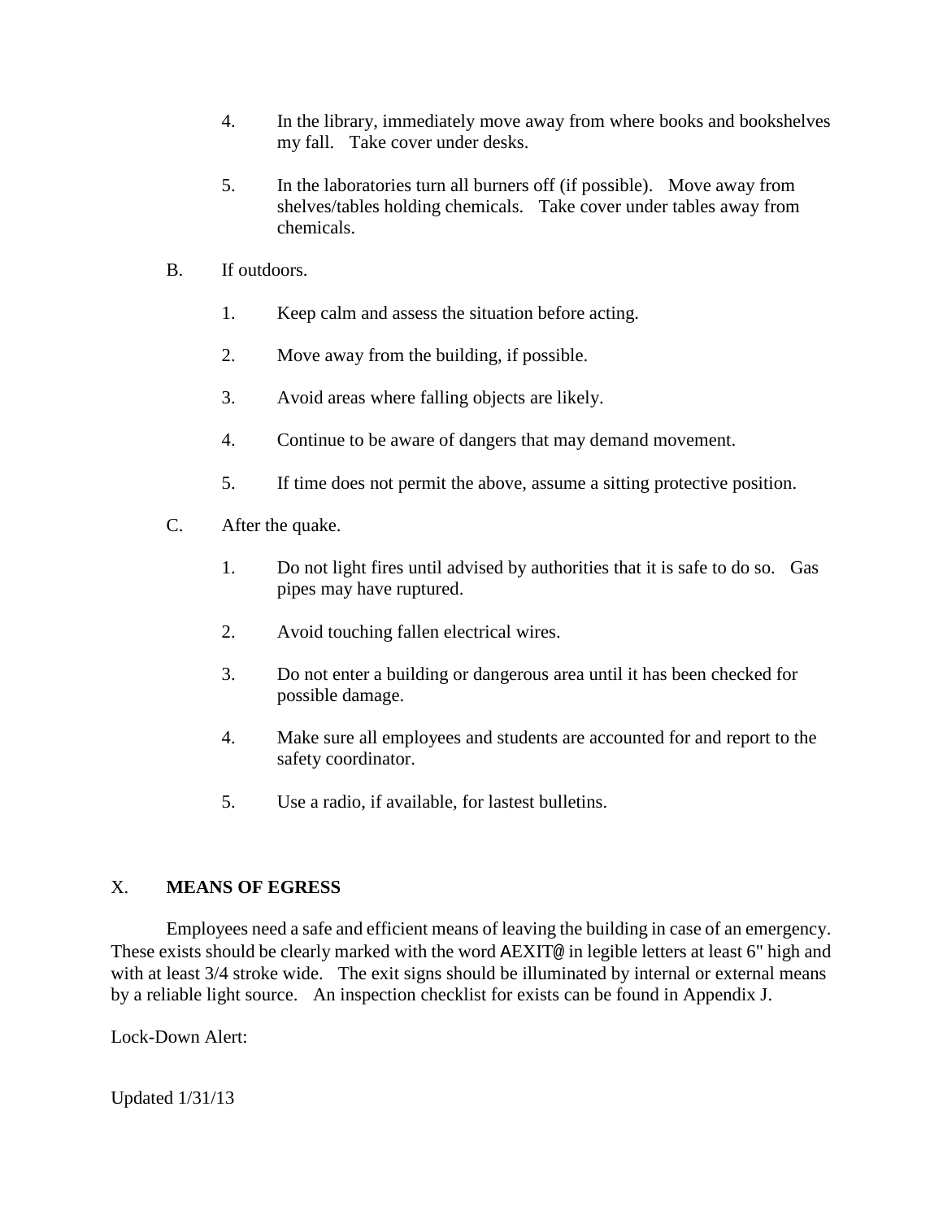4. In the library, immediately move away from where books and bookshelves my fall. Take cover under desks.

5. In the laboratories turn all burners off (if possible). Move away from shelves/tables holding chemicals. Take cover under tables away from chemicals.

B. If outdoors.

1. Keep calm and assess the situation before acting.

2. Move away from the building, if possible.

3. Avoid areas where falling objects are likely.

4. Continue to be aware of dangers that may demand movement.

5. If time does not permit the above, assume a sitting protective position.

C. After the quake.

1. Do not light fires until advised by authorities that it is safe to do so. Gas pipes may have ruptured.

2. Avoid touching fallen electrical wires.

3. Do not enter a building or dangerous area until it has been checked for possible damage.

4. Make sure all employees and students are accounted for and report to the safety coordinator.

5. Use a radio, if available, for lastest bulletins.

## X. **MEANS OF EGRESS**

Employees need a safe and efficient means of leaving the building in case of an emergency. These exists should be clearly marked with the word AEXIT@ in legible letters at least 6" high and with at least 3/4 stroke wide. The exit signs should be illuminated by internal or external means by a reliable light source. An inspection checklist for exists can be found in Appendix J.

Lock-Down Alert:

Updated 1/31/13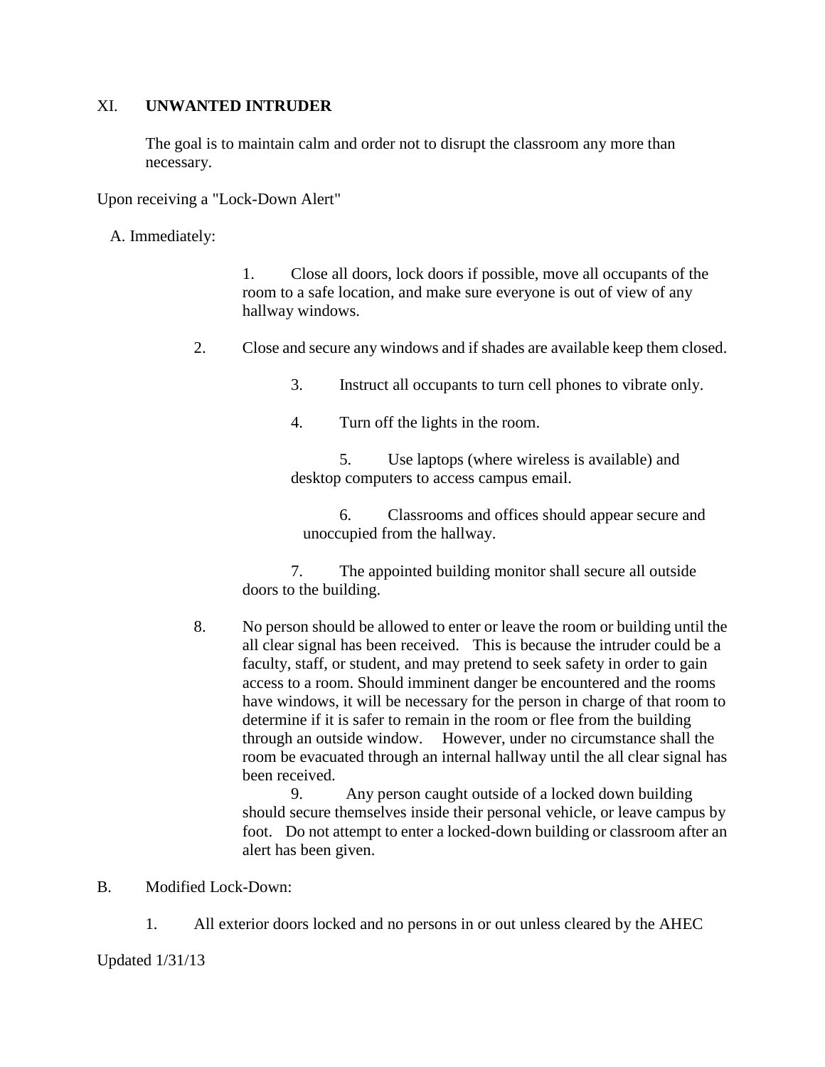## XI. UNWANTED INTRUDER

The goal is to maintain calm and order not to disrupt the classroom any more than necessary.

Upon receiving a "Lock-Down Alert"

A. Immediately:

1. Close all doors, lock doors if possible, move all occupants of the room to a safe location, and make sure everyone is out of view of any hallway windows.
2. Close and secure any windows and if shades are available keep them closed.
3. Instruct all occupants to turn cell phones to vibrate only.
4. Turn off the lights in the room.
5. Use laptops (where wireless is available) and desktop computers to access campus email.
6. Classrooms and offices should appear secure and unoccupied from the hallway.
7. The appointed building monitor shall secure all outside doors to the building.
8. No person should be allowed to enter or leave the room or building until the all clear signal has been received. This is because the intruder could be a faculty, staff, or student, and may pretend to seek safety in order to gain access to a room. Should imminent danger be encountered and the rooms have windows, it will be necessary for the person in charge of that room to determine if it is safer to remain in the room or flee from the building through an outside window. However, under no circumstance shall the room be evacuated through an internal hallway until the all clear signal has been received.
9. Any person caught outside of a locked down building should secure themselves inside their personal vehicle, or leave campus by foot. Do not attempt to enter a locked-down building or classroom after an alert has been given.

B. Modified Lock-Down:

1. All exterior doors locked and no persons in or out unless cleared by the AHEC

Updated 1/31/13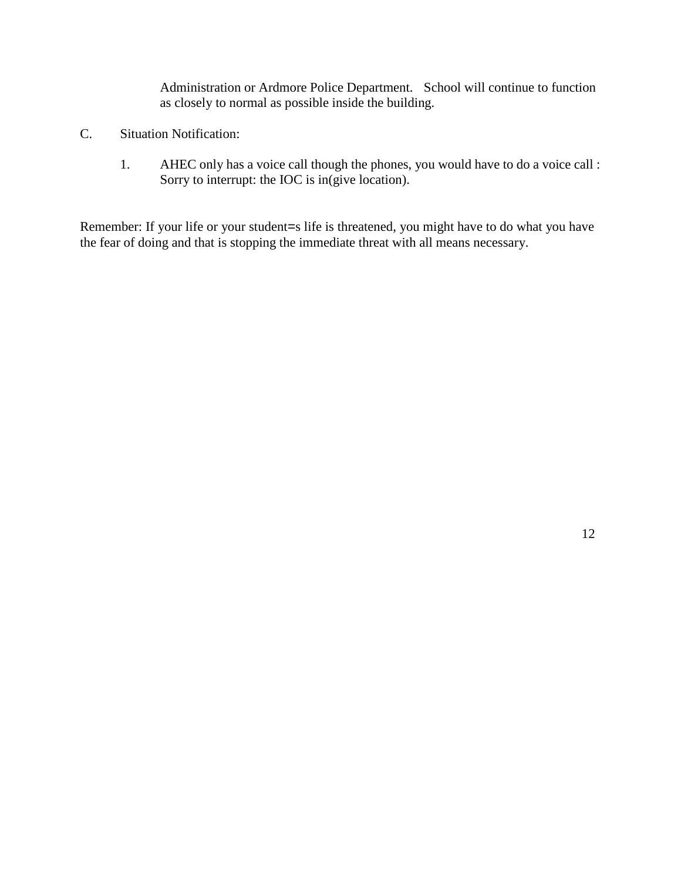Administration or Ardmore Police Department. School will continue to function as closely to normal as possible inside the building.

C. Situation Notification:

1. AHEC only has a voice call though the phones, you would have to do a voice call : Sorry to interrupt: the IOC is in(give location).

Remember: If your life or your student=s life is threatened, you might have to do what you have the fear of doing and that is stopping the immediate threat with all means necessary.